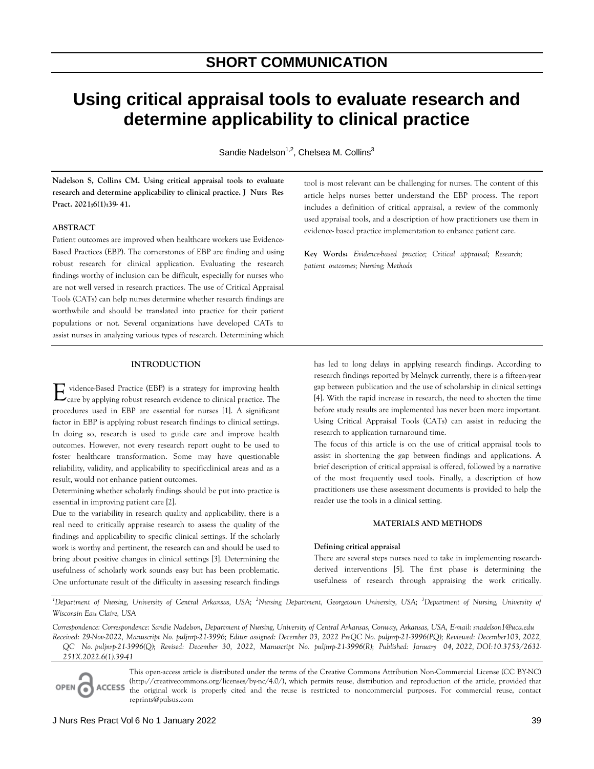**SHORT COMMUNICATION**

# Using critical appraisal tools to evaluate research and determine applicability to clinical practice

Sandie Nadelson[1,2], Chelsea M. Collins[3]

**Nadelson S, Collins CM. Using critical appraisal tools to evaluate research and determine applicability to clinical practice. J Nurs Res Pract. 2021;6(1):39- 41.**

## ABSTRACT

Patient outcomes are improved when healthcare workers use Evidence-Based Practices (EBP). The cornerstones of EBP are finding and using robust research for clinical application. Evaluating the research findings worthy of inclusion can be difficult, especially for nurses who are not well versed in research practices. The use of Critical Appraisal Tools (CATs) can help nurses determine whether research findings are worthwhile and should be translated into practice for their patient populations or not. Several organizations have developed CATs to assist nurses in analyzing various types of research. Determining which tool is most relevant can be challenging for nurses. The content of this article helps nurses better understand the EBP process. The report includes a definition of critical appraisal, a review of the commonly used appraisal tools, and a description of how practitioners use them in evidence- based practice implementation to enhance patient care.

**Key Words:** *Evidence-based practice; Critical appraisal; Research; patient outcomes; Nursing; Methods*

## INTRODUCTION

Evidence-Based Practice (EBP) is a strategy for improving health care by applying robust research evidence to clinical practice. The procedures used in EBP are essential for nurses [1]. A significant factor in EBP is applying robust research findings to clinical settings. In doing so, research is used to guide care and improve health outcomes. However, not every research report ought to be used to foster healthcare transformation. Some may have questionable reliability, validity, and applicability to specificclinical areas and as a result, would not enhance patient outcomes.

Determining whether scholarly findings should be put into practice is essential in improving patient care [2].

Due to the variability in research quality and applicability, there is a real need to critically appraise research to assess the quality of the findings and applicability to specific clinical settings. If the scholarly work is worthy and pertinent, the research can and should be used to bring about positive changes in clinical settings [3]. Determining the usefulness of scholarly work sounds easy but has been problematic. One unfortunate result of the difficulty in assessing research findings has led to long delays in applying research findings. According to research findings reported by Melnyck currently, there is a fifteen-year gap between publication and the use of scholarship in clinical settings [4]. With the rapid increase in research, the need to shorten the time before study results are implemented has never been more important. Using Critical Appraisal Tools (CATs) can assist in reducing the research to application turnaround time.

The focus of this article is on the use of critical appraisal tools to assist in shortening the gap between findings and applications. A brief description of critical appraisal is offered, followed by a narrative of the most frequently used tools. Finally, a description of how practitioners use these assessment documents is provided to help the reader use the tools in a clinical setting.

## MATERIALS AND METHODS

### Defining critical appraisal

There are several steps nurses need to take in implementing research-derived interventions [5]. The first phase is determining the usefulness of research through appraising the work critically.

*[1]Department of Nursing, University of Central Arkansas, USA; [2]Nursing Department, Georgetown University, USA; [3]Department of Nursing, University of Wisconsin Eau Claire, USA*

*Correspondence: Correspondence: Sandie Nadelson, Department of Nursing, University of Central Arkansas, Conway, Arkansas, USA, E-mail: snadelson1@uca.edu*
*Received: 29-Nov-2022, Manuscript No. puljnrp-21-3996; Editor assigned: December 03, 2022 PreQC No. puljnrp-21-3996(PQ); Reviewed: December103, 2022, QC No. puljnrp-21-3996(Q); Revised: December 30, 2022, Manuscript No. puljnrp-21-3996(R); Published: January 04, 2022, DOI:10.3753/2632-251X.2022.6(1).39-41*

OPEN ACCESS This open-access article is distributed under the terms of the Creative Commons Attribution Non-Commercial License (CC BY-NC) (http://creativecommons.org/licenses/by-nc/4.0/), which permits reuse, distribution and reproduction of the article, provided that the original work is properly cited and the reuse is restricted to noncommercial purposes. For commercial reuse, contact reprints@pulsus.com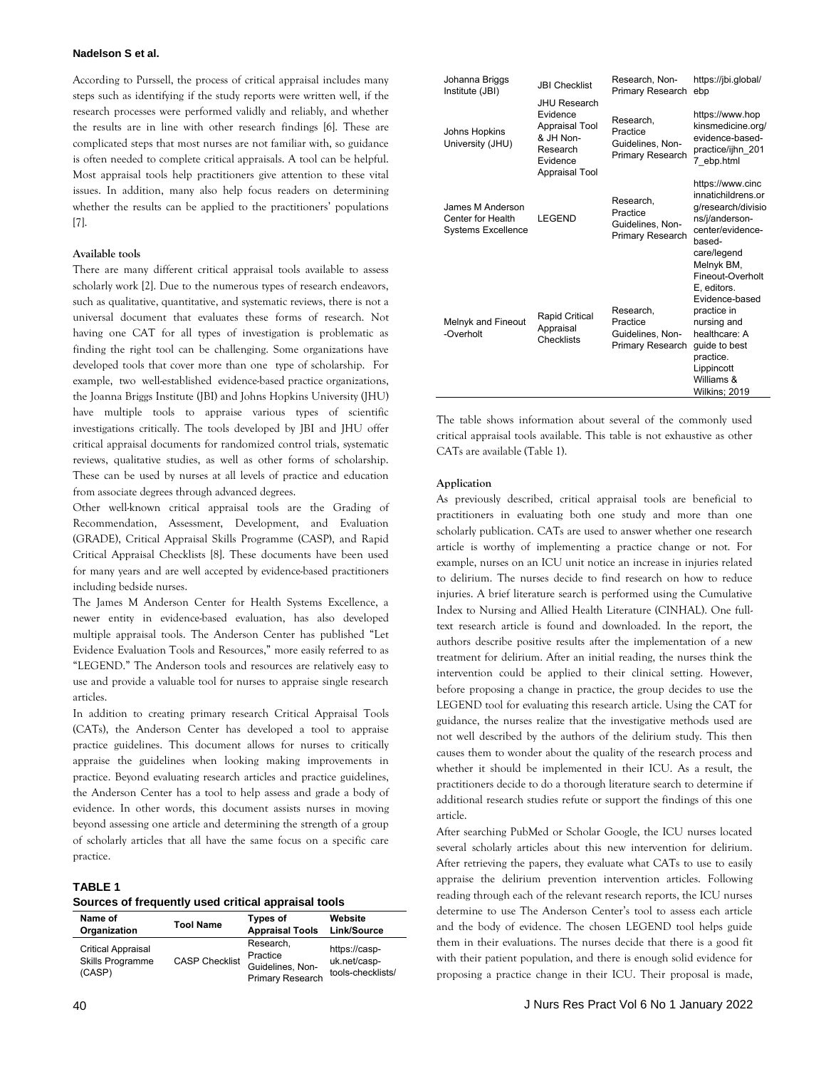According to Purssell, the process of critical appraisal includes many steps such as identifying if the study reports were written well, if the research processes were performed validly and reliably, and whether the results are in line with other research findings [6]. These are complicated steps that most nurses are not familiar with, so guidance is often needed to complete critical appraisals. A tool can be helpful. Most appraisal tools help practitioners give attention to these vital issues. In addition, many also help focus readers on determining whether the results can be applied to the practitioners' populations [7].

### Available tools

There are many different critical appraisal tools available to assess scholarly work [2]. Due to the numerous types of research endeavors, such as qualitative, quantitative, and systematic reviews, there is not a universal document that evaluates these forms of research. Not having one CAT for all types of investigation is problematic as finding the right tool can be challenging. Some organizations have developed tools that cover more than one type of scholarship. For example, two well-established evidence-based practice organizations, the Joanna Briggs Institute (JBI) and Johns Hopkins University (JHU) have multiple tools to appraise various types of scientific investigations critically. The tools developed by JBI and JHU offer critical appraisal documents for randomized control trials, systematic reviews, qualitative studies, as well as other forms of scholarship. These can be used by nurses at all levels of practice and education from associate degrees through advanced degrees.

Other well-known critical appraisal tools are the Grading of Recommendation, Assessment, Development, and Evaluation (GRADE), Critical Appraisal Skills Programme (CASP), and Rapid Critical Appraisal Checklists [8]. These documents have been used for many years and are well accepted by evidence-based practitioners including bedside nurses.

The James M Anderson Center for Health Systems Excellence, a newer entity in evidence-based evaluation, has also developed multiple appraisal tools. The Anderson Center has published "Let Evidence Evaluation Tools and Resources," more easily referred to as "LEGEND." The Anderson tools and resources are relatively easy to use and provide a valuable tool for nurses to appraise single research articles.

In addition to creating primary research Critical Appraisal Tools (CATs), the Anderson Center has developed a tool to appraise practice guidelines. This document allows for nurses to critically appraise the guidelines when looking making improvements in practice. Beyond evaluating research articles and practice guidelines, the Anderson Center has a tool to help assess and grade a body of evidence. In other words, this document assists nurses in moving beyond assessing one article and determining the strength of a group of scholarly articles that all have the same focus on a specific care practice.

**TABLE 1**
**Sources of frequently used critical appraisal tools**

| Name of Organization | Tool Name | Types of Appraisal Tools | Website Link/Source |
|---|---|---|---|
| Critical Appraisal Skills Programme (CASP) | CASP Checklist | Research, Practice Guidelines, Non-Primary Research | https://casp-uk.net/casp-tools-checklists/ |
| Johanna Briggs Institute (JBI) | JBI Checklist | Research, Non-Primary Research | https://jbi.global/ebp |
| Johns Hopkins University (JHU) | JHU Research Evidence Appraisal Tool & JH Non-Research Evidence Appraisal Tool | Research, Practice Guidelines, Non-Primary Research | https://www.hopkinsmedicine.org/evidence-based-practice/ijhn_2017_ebp.html |
| James M Anderson Center for Health Systems Excellence | LEGEND | Research, Practice Guidelines, Non-Primary Research | https://www.cincinnatichildrens.org/research/divisions/j/anderson-center/evidence-based-care/legend |
| Melnyk and Fineout-Overholt | Rapid Critical Appraisal Checklists | Research, Practice Guidelines, Non-Primary Research | Melnyk BM, Fineout-Overholt E, editors. Evidence-based practice in nursing and healthcare: A guide to best practice. Lippincott Williams & Wilkins; 2019 |

The table shows information about several of the commonly used critical appraisal tools available. This table is not exhaustive as other CATs are available (Table 1).

### Application

As previously described, critical appraisal tools are beneficial to practitioners in evaluating both one study and more than one scholarly publication. CATs are used to answer whether one research article is worthy of implementing a practice change or not. For example, nurses on an ICU unit notice an increase in injuries related to delirium. The nurses decide to find research on how to reduce injuries. A brief literature search is performed using the Cumulative Index to Nursing and Allied Health Literature (CINHAL). One full-text research article is found and downloaded. In the report, the authors describe positive results after the implementation of a new treatment for delirium. After an initial reading, the nurses think the intervention could be applied to their clinical setting. However, before proposing a change in practice, the group decides to use the LEGEND tool for evaluating this research article. Using the CAT for guidance, the nurses realize that the investigative methods used are not well described by the authors of the delirium study. This then causes them to wonder about the quality of the research process and whether it should be implemented in their ICU. As a result, the practitioners decide to do a thorough literature search to determine if additional research studies refute or support the findings of this one article.

After searching PubMed or Scholar Google, the ICU nurses located several scholarly articles about this new intervention for delirium. After retrieving the papers, they evaluate what CATs to use to easily appraise the delirium prevention intervention articles. Following reading through each of the relevant research reports, the ICU nurses determine to use The Anderson Center's tool to assess each article and the body of evidence. The chosen LEGEND tool helps guide them in their evaluations. The nurses decide that there is a good fit with their patient population, and there is enough solid evidence for proposing a practice change in their ICU. Their proposal is made,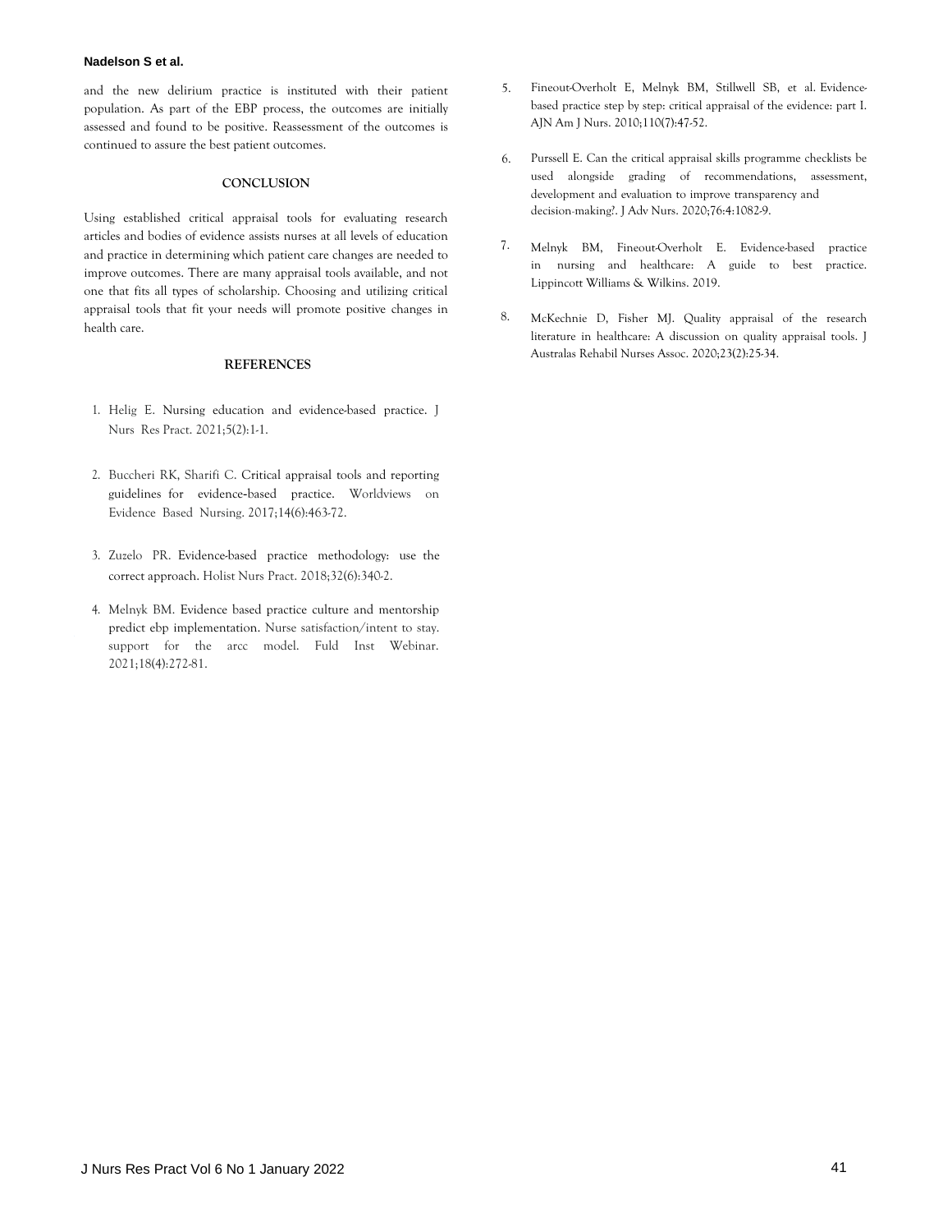and the new delirium practice is instituted with their patient population. As part of the EBP process, the outcomes are initially assessed and found to be positive. Reassessment of the outcomes is continued to assure the best patient outcomes.

## CONCLUSION

Using established critical appraisal tools for evaluating research articles and bodies of evidence assists nurses at all levels of education and practice in determining which patient care changes are needed to improve outcomes. There are many appraisal tools available, and not one that fits all types of scholarship. Choosing and utilizing critical appraisal tools that fit your needs will promote positive changes in health care.

## REFERENCES

1. Helig E. Nursing education and evidence-based practice. J Nurs Res Pract. 2021;5(2):1-1.
2. Buccheri RK, Sharifi C. Critical appraisal tools and reporting guidelines for evidence-based practice. Worldviews on Evidence Based Nursing. 2017;14(6):463-72.
3. Zuzelo PR. Evidence-based practice methodology: use the correct approach. Holist Nurs Pract. 2018;32(6):340-2.
4. Melnyk BM. Evidence based practice culture and mentorship predict ebp implementation. Nurse satisfaction/intent to stay. support for the arcc model. Fuld Inst Webinar. 2021;18(4):272-81.
5. Fineout-Overholt E, Melnyk BM, Stillwell SB, et al. Evidence-based practice step by step: critical appraisal of the evidence: part I. AJN Am J Nurs. 2010;110(7):47-52.
6. Purssell E. Can the critical appraisal skills programme checklists be used alongside grading of recommendations, assessment, development and evaluation to improve transparency and decision-making?. J Adv Nurs. 2020;76:4:1082-9.
7. Melnyk BM, Fineout-Overholt E. Evidence-based practice in nursing and healthcare: A guide to best practice. Lippincott Williams & Wilkins. 2019.
8. McKechnie D, Fisher MJ. Quality appraisal of the research literature in healthcare: A discussion on quality appraisal tools. J Australas Rehabil Nurses Assoc. 2020;23(2):25-34.